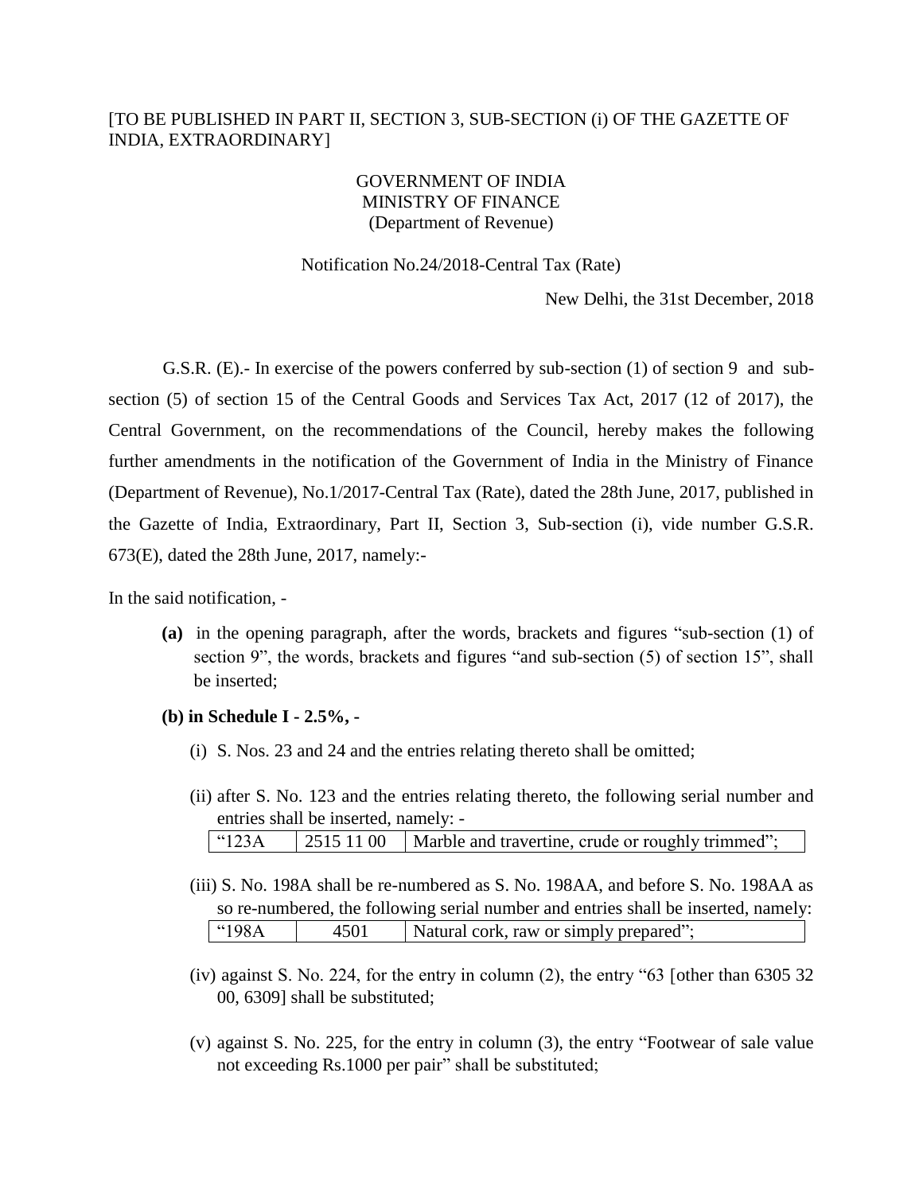[TO BE PUBLISHED IN PART II, SECTION 3, SUB-SECTION (i) OF THE GAZETTE OF INDIA, EXTRAORDINARY]

GOVERNMENT OF INDIA
MINISTRY OF FINANCE
(Department of Revenue)

Notification No.24/2018-Central Tax (Rate)

New Delhi, the 31st December, 2018

G.S.R. (E).- In exercise of the powers conferred by sub-section (1) of section 9 and sub-section (5) of section 15 of the Central Goods and Services Tax Act, 2017 (12 of 2017), the Central Government, on the recommendations of the Council, hereby makes the following further amendments in the notification of the Government of India in the Ministry of Finance (Department of Revenue), No.1/2017-Central Tax (Rate), dated the 28th June, 2017, published in the Gazette of India, Extraordinary, Part II, Section 3, Sub-section (i), vide number G.S.R. 673(E), dated the 28th June, 2017, namely:-

In the said notification, -

**(a)** in the opening paragraph, after the words, brackets and figures "sub-section (1) of section 9", the words, brackets and figures "and sub-section (5) of section 15", shall be inserted;

**(b) in Schedule I - 2.5%, -**

(i) S. Nos. 23 and 24 and the entries relating thereto shall be omitted;

(ii) after S. No. 123 and the entries relating thereto, the following serial number and entries shall be inserted, namely: -

| | | |
|---|---|---|
| "123A | 2515 11 00 | Marble and travertine, crude or roughly trimmed"; |

(iii) S. No. 198A shall be re-numbered as S. No. 198AA, and before S. No. 198AA as so re-numbered, the following serial number and entries shall be inserted, namely:

| | | |
|---|---|---|
| "198A | 4501 | Natural cork, raw or simply prepared"; |

(iv) against S. No. 224, for the entry in column (2), the entry "63 [other than 6305 32 00, 6309] shall be substituted;

(v) against S. No. 225, for the entry in column (3), the entry "Footwear of sale value not exceeding Rs.1000 per pair" shall be substituted;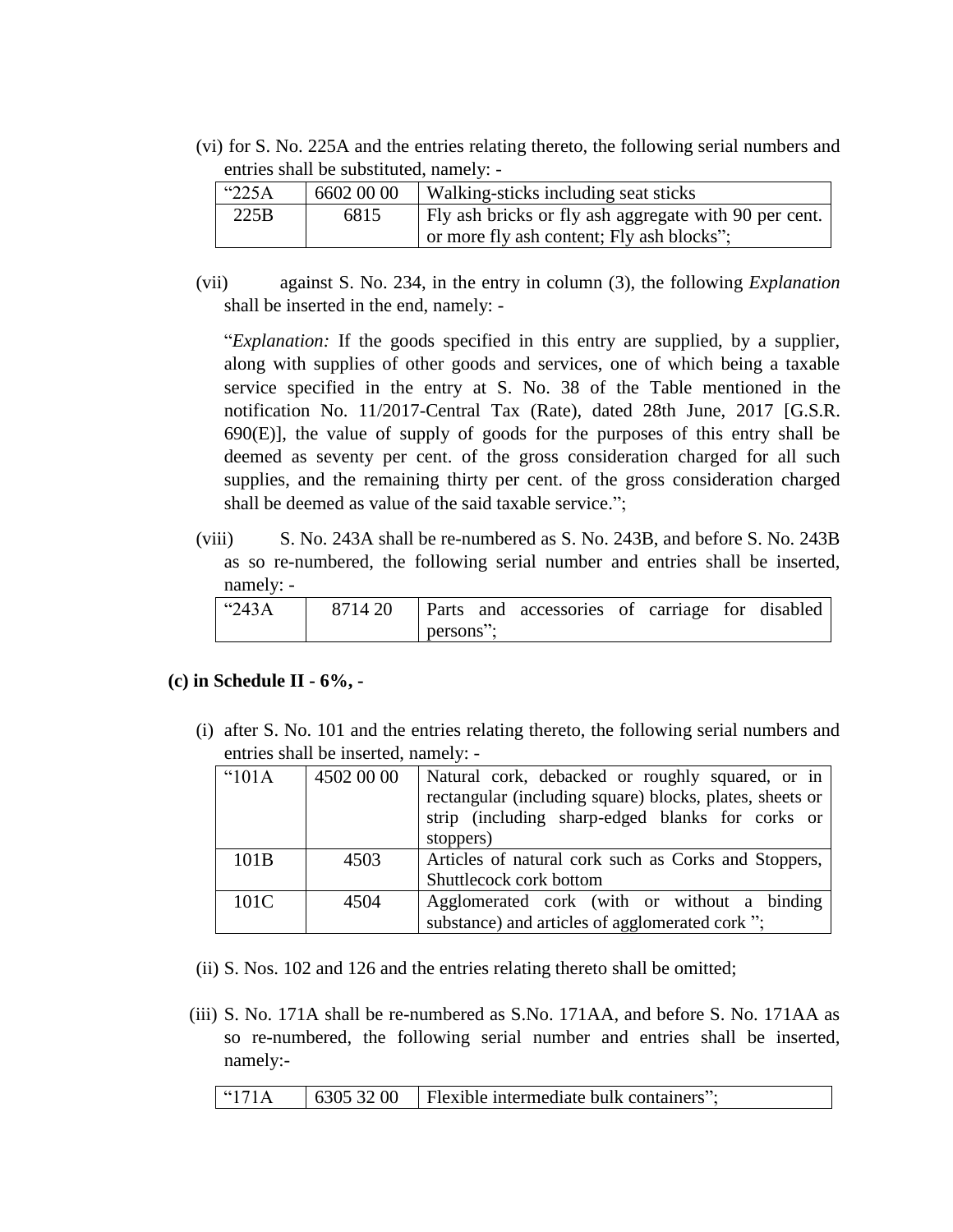(vi) for S. No. 225A and the entries relating thereto, the following serial numbers and entries shall be substituted, namely: -

| | | |
|---|---|---|
| "225A | 6602 00 00 | Walking-sticks including seat sticks |
| 225B | 6815 | Fly ash bricks or fly ash aggregate with 90 per cent. or more fly ash content; Fly ash blocks"; |

(vii) against S. No. 234, in the entry in column (3), the following *Explanation* shall be inserted in the end, namely: -

"*Explanation:* If the goods specified in this entry are supplied, by a supplier, along with supplies of other goods and services, one of which being a taxable service specified in the entry at S. No. 38 of the Table mentioned in the notification No. 11/2017-Central Tax (Rate), dated 28th June, 2017 [G.S.R. 690(E)], the value of supply of goods for the purposes of this entry shall be deemed as seventy per cent. of the gross consideration charged for all such supplies, and the remaining thirty per cent. of the gross consideration charged shall be deemed as value of the said taxable service.";

(viii) S. No. 243A shall be re-numbered as S. No. 243B, and before S. No. 243B as so re-numbered, the following serial number and entries shall be inserted, namely: -

| | | |
|---|---|---|
| "243A | 8714 20 | Parts and accessories of carriage for disabled persons"; |

**(c) in Schedule II - 6%, -**

(i) after S. No. 101 and the entries relating thereto, the following serial numbers and entries shall be inserted, namely: -

| | | |
|---|---|---|
| "101A | 4502 00 00 | Natural cork, debacked or roughly squared, or in rectangular (including square) blocks, plates, sheets or strip (including sharp-edged blanks for corks or stoppers) |
| 101B | 4503 | Articles of natural cork such as Corks and Stoppers, Shuttlecock cork bottom |
| 101C | 4504 | Agglomerated cork (with or without a binding substance) and articles of agglomerated cork "; |

(ii) S. Nos. 102 and 126 and the entries relating thereto shall be omitted;

(iii) S. No. 171A shall be re-numbered as S.No. 171AA, and before S. No. 171AA as so re-numbered, the following serial number and entries shall be inserted, namely:-

| | | |
|---|---|---|
| "171A | 6305 32 00 | Flexible intermediate bulk containers"; |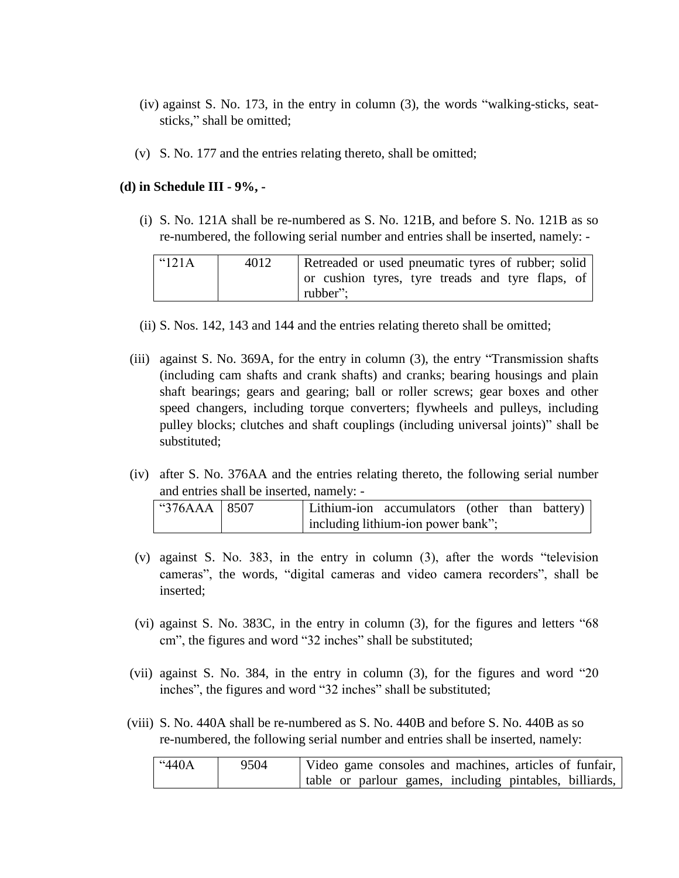(iv) against S. No. 173, in the entry in column (3), the words “walking-sticks, seat-sticks,” shall be omitted;

(v) S. No. 177 and the entries relating thereto, shall be omitted;

**(d) in Schedule III - 9%, -**

(i) S. No. 121A shall be re-numbered as S. No. 121B, and before S. No. 121B as so re-numbered, the following serial number and entries shall be inserted, namely: -

| | | |
|---|---|---|
| “121A | 4012 | Retreaded or used pneumatic tyres of rubber; solid or cushion tyres, tyre treads and tyre flaps, of rubber”; |

(ii) S. Nos. 142, 143 and 144 and the entries relating thereto shall be omitted;

(iii) against S. No. 369A, for the entry in column (3), the entry “Transmission shafts (including cam shafts and crank shafts) and cranks; bearing housings and plain shaft bearings; gears and gearing; ball or roller screws; gear boxes and other speed changers, including torque converters; flywheels and pulleys, including pulley blocks; clutches and shaft couplings (including universal joints)” shall be substituted;

(iv) after S. No. 376AA and the entries relating thereto, the following serial number and entries shall be inserted, namely: -

| | | |
|---|---|---|
| “376AAA | 8507 | Lithium-ion accumulators (other than battery) including lithium-ion power bank”; |

(v) against S. No. 383, in the entry in column (3), after the words “television cameras”, the words, “digital cameras and video camera recorders”, shall be inserted;

(vi) against S. No. 383C, in the entry in column (3), for the figures and letters “68 cm”, the figures and word “32 inches” shall be substituted;

(vii) against S. No. 384, in the entry in column (3), for the figures and word “20 inches”, the figures and word “32 inches” shall be substituted;

(viii) S. No. 440A shall be re-numbered as S. No. 440B and before S. No. 440B as so re-numbered, the following serial number and entries shall be inserted, namely:

| | | |
|---|---|---|
| “440A | 9504 | Video game consoles and machines, articles of funfair, table or parlour games, including pintables, billiards, |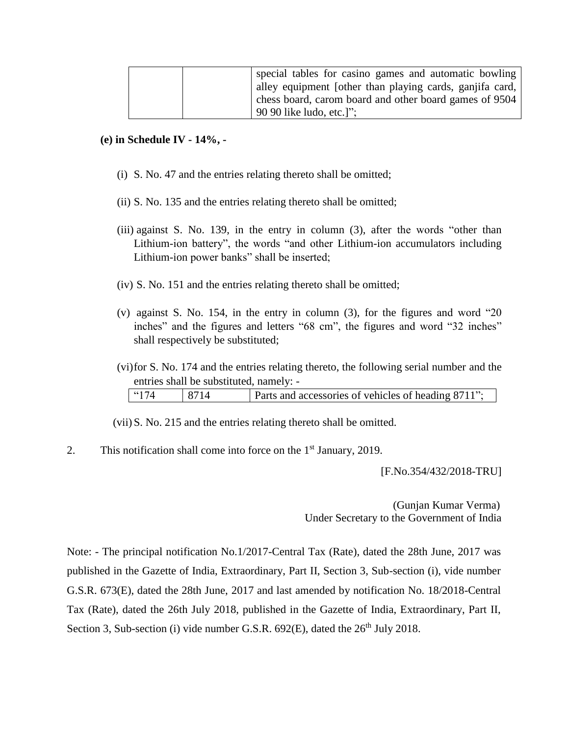| | | |
|---|---|---|
| | | special tables for casino games and automatic bowling alley equipment [other than playing cards, ganjifa card, chess board, carom board and other board games of 9504 90 90 like ludo, etc.]"; |

**(e) in Schedule IV - 14%, -**

(i) S. No. 47 and the entries relating thereto shall be omitted;

(ii) S. No. 135 and the entries relating thereto shall be omitted;

(iii) against S. No. 139, in the entry in column (3), after the words "other than Lithium-ion battery", the words "and other Lithium-ion accumulators including Lithium-ion power banks" shall be inserted;

(iv) S. No. 151 and the entries relating thereto shall be omitted;

(v) against S. No. 154, in the entry in column (3), for the figures and word "20 inches" and the figures and letters "68 cm", the figures and word "32 inches" shall respectively be substituted;

(vi) for S. No. 174 and the entries relating thereto, the following serial number and the entries shall be substituted, namely: -

| | | |
|---|---|---|
| "174 | 8714 | Parts and accessories of vehicles of heading 8711"; |

(vii) S. No. 215 and the entries relating thereto shall be omitted.

2. This notification shall come into force on the 1st January, 2019.

[F.No.354/432/2018-TRU]

(Gunjan Kumar Verma)
Under Secretary to the Government of India

Note: - The principal notification No.1/2017-Central Tax (Rate), dated the 28th June, 2017 was published in the Gazette of India, Extraordinary, Part II, Section 3, Sub-section (i), vide number G.S.R. 673(E), dated the 28th June, 2017 and last amended by notification No. 18/2018-Central Tax (Rate), dated the 26th July 2018, published in the Gazette of India, Extraordinary, Part II, Section 3, Sub-section (i) vide number G.S.R. 692(E), dated the 26th July 2018.